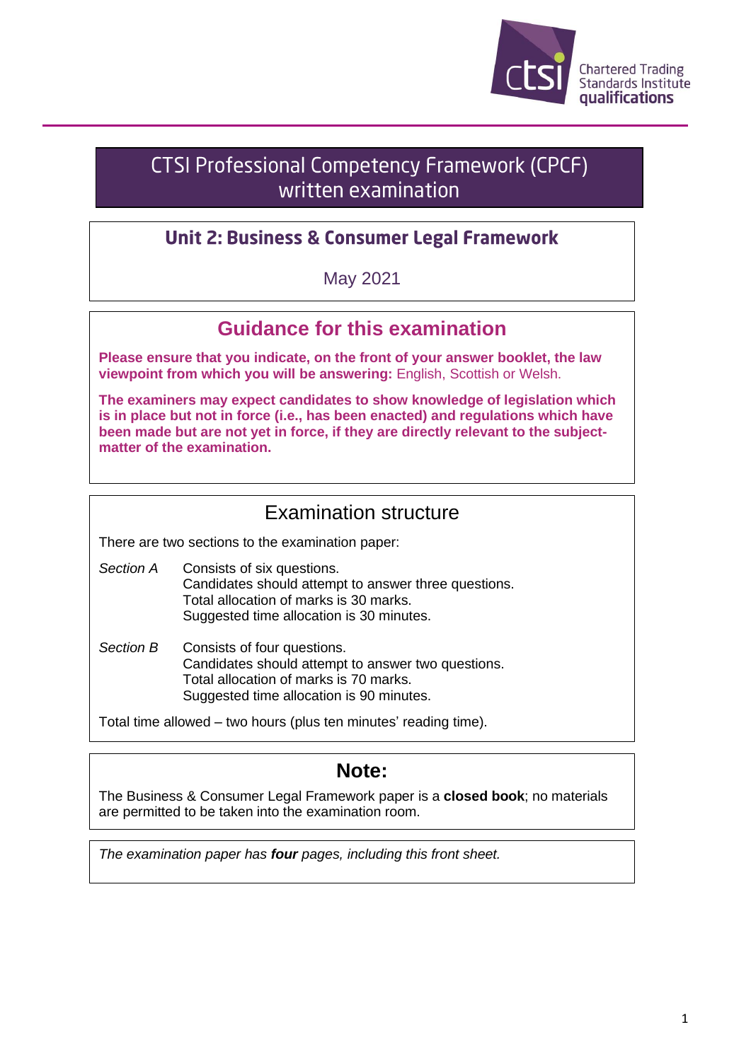Chartered Trading Standards Institute qualifications

# CTSI Professional Competency Framework (CPCF) written examination

## Unit 2: Business & Consumer Legal Framework

May 2021

## Guidance for this examination

**Please ensure that you indicate, on the front of your answer booklet, the law viewpoint from which you will be answering:** English, Scottish or Welsh.

**The examiners may expect candidates to show knowledge of legislation which is in place but not in force (i.e., has been enacted) and regulations which have been made but are not yet in force, if they are directly relevant to the subject-matter of the examination.**

## Examination structure

There are two sections to the examination paper:

*Section A* Consists of six questions.
Candidates should attempt to answer three questions.
Total allocation of marks is 30 marks.
Suggested time allocation is 30 minutes.

*Section B* Consists of four questions.
Candidates should attempt to answer two questions.
Total allocation of marks is 70 marks.
Suggested time allocation is 90 minutes.

Total time allowed – two hours (plus ten minutes' reading time).

## Note:

The Business & Consumer Legal Framework paper is a **closed book**; no materials are permitted to be taken into the examination room.

*The examination paper has* ***four*** *pages, including this front sheet.*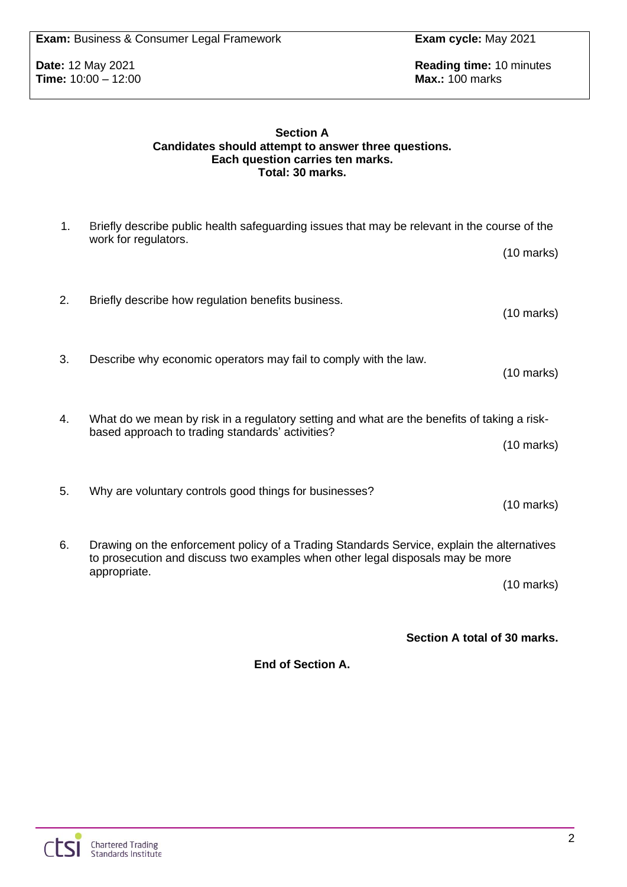| **Exam:** Business & Consumer Legal Framework | **Exam cycle:** May 2021 |
|---|---|
| **Date:** 12 May 2021<br>**Time:** 10:00 – 12:00 | **Reading time:** 10 minutes<br>**Max.:** 100 marks |

**Section A**
**Candidates should attempt to answer three questions.**
**Each question carries ten marks.**
**Total: 30 marks.**

1. Briefly describe public health safeguarding issues that may be relevant in the course of the work for regulators.

   (10 marks)

2. Briefly describe how regulation benefits business.

   (10 marks)

3. Describe why economic operators may fail to comply with the law.

   (10 marks)

4. What do we mean by risk in a regulatory setting and what are the benefits of taking a risk-based approach to trading standards' activities?

   (10 marks)

5. Why are voluntary controls good things for businesses?

   (10 marks)

6. Drawing on the enforcement policy of a Trading Standards Service, explain the alternatives to prosecution and discuss two examples when other legal disposals may be more appropriate.

   (10 marks)

**Section A total of 30 marks.**

**End of Section A.**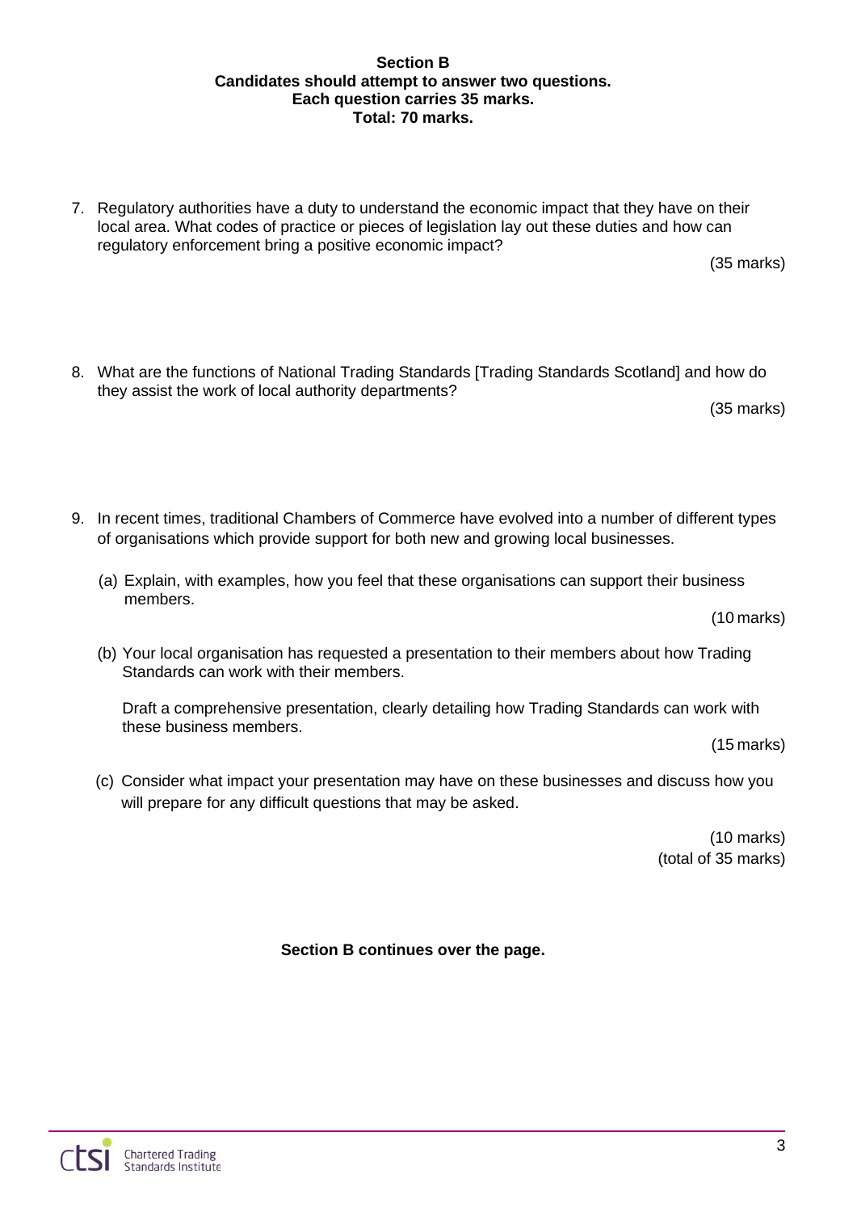**Section B**
**Candidates should attempt to answer two questions.**
**Each question carries 35 marks.**
**Total: 70 marks.**

7. Regulatory authorities have a duty to understand the economic impact that they have on their local area. What codes of practice or pieces of legislation lay out these duties and how can regulatory enforcement bring a positive economic impact?

   (35 marks)

8. What are the functions of National Trading Standards [Trading Standards Scotland] and how do they assist the work of local authority departments?

   (35 marks)

9. In recent times, traditional Chambers of Commerce have evolved into a number of different types of organisations which provide support for both new and growing local businesses.

   (a) Explain, with examples, how you feel that these organisations can support their business members.

   (10 marks)

   (b) Your local organisation has requested a presentation to their members about how Trading Standards can work with their members.

   Draft a comprehensive presentation, clearly detailing how Trading Standards can work with these business members.

   (15 marks)

   (c) Consider what impact your presentation may have on these businesses and discuss how you will prepare for any difficult questions that may be asked.

   (10 marks)
   (total of 35 marks)

**Section B continues over the page.**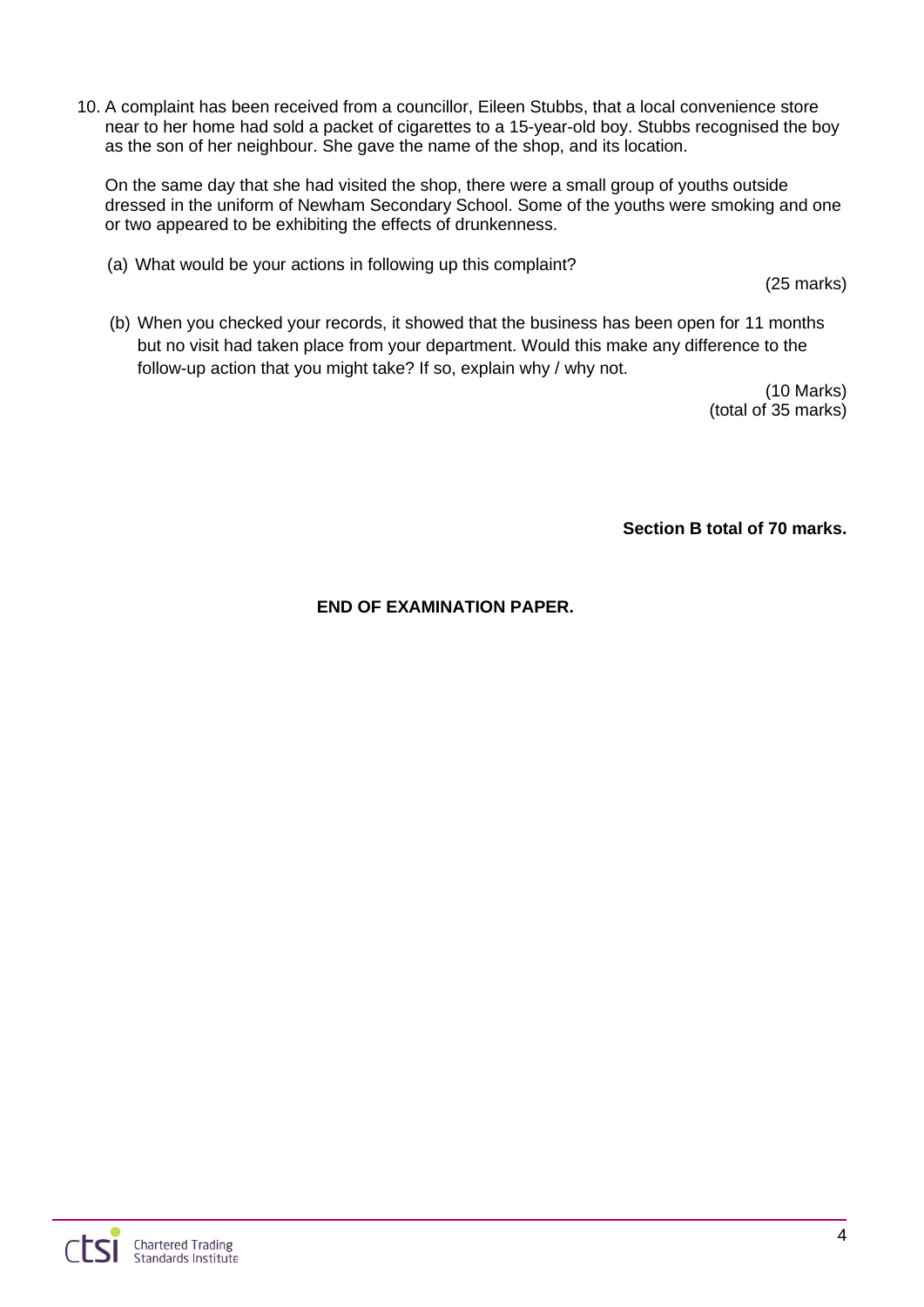10. A complaint has been received from a councillor, Eileen Stubbs, that a local convenience store near to her home had sold a packet of cigarettes to a 15-year-old boy. Stubbs recognised the boy as the son of her neighbour. She gave the name of the shop, and its location.

    On the same day that she had visited the shop, there were a small group of youths outside dressed in the uniform of Newham Secondary School. Some of the youths were smoking and one or two appeared to be exhibiting the effects of drunkenness.

    (a) What would be your actions in following up this complaint?

    (25 marks)

    (b) When you checked your records, it showed that the business has been open for 11 months but no visit had taken place from your department. Would this make any difference to the follow-up action that you might take? If so, explain why / why not.

    (10 Marks)
    (total of 35 marks)

**Section B total of 70 marks.**

**END OF EXAMINATION PAPER.**